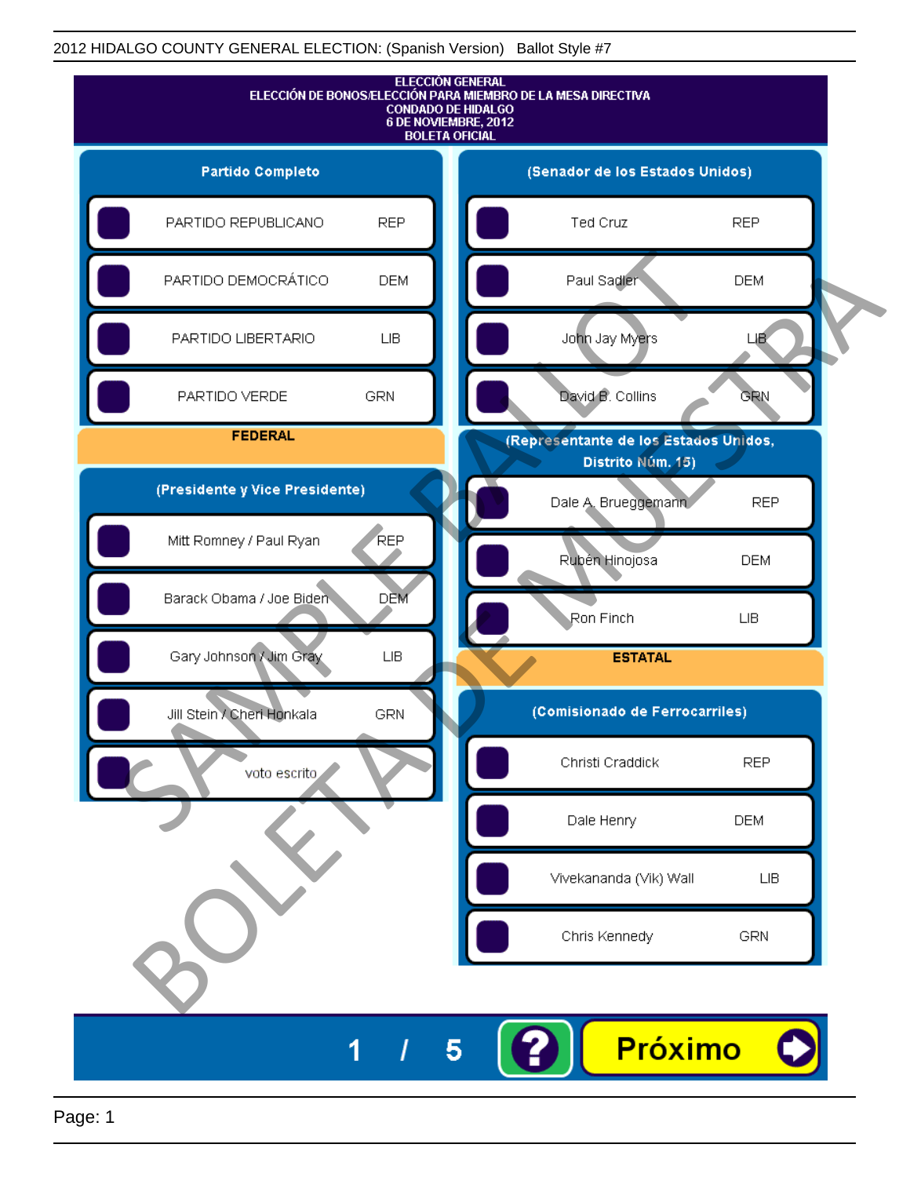2012 HIDALGO COUNTY GENERAL ELECTION: (Spanish Version) Ballot Style #7

# ELECCIÓN GENERAL
## ELECCIÓN DE BONOS/ELECCIÓN PARA MIEMBRO DE LA MESA DIRECTIVA
## CONDADO DE HIDALGO
## 6 DE NOVIEMBRE, 2012
## BOLETA OFICIAL

### Partido Completo

| | |
|---|---|
| PARTIDO REPUBLICANO | REP |
| PARTIDO DEMOCRÁTICO | DEM |
| PARTIDO LIBERTARIO | LIB |
| PARTIDO VERDE | GRN |

## FEDERAL

### (Presidente y Vice Presidente)

| | |
|---|---|
| Mitt Romney / Paul Ryan | REP |
| Barack Obama / Joe Biden | DEM |
| Gary Johnson / Jim Gray | LIB |
| Jill Stein / Cheri Honkala | GRN |
| voto escrito | |

### (Senador de los Estados Unidos)

| | |
|---|---|
| Ted Cruz | REP |
| Paul Sadler | DEM |
| John Jay Myers | LIB |
| David B. Collins | GRN |

### (Representante de los Estados Unidos, Distrito Núm. 15)

| | |
|---|---|
| Dale A. Brueggemann | REP |
| Rubén Hinojosa | DEM |
| Ron Finch | LIB |

## ESTATAL

### (Comisionado de Ferrocarriles)

| | |
|---|---|
| Christi Craddick | REP |
| Dale Henry | DEM |
| Vivekananda (Vik) Wall | LIB |
| Chris Kennedy | GRN |

SAMPLE BALLOT
BOLETA DE MUESTRA

1 / 5

Próximo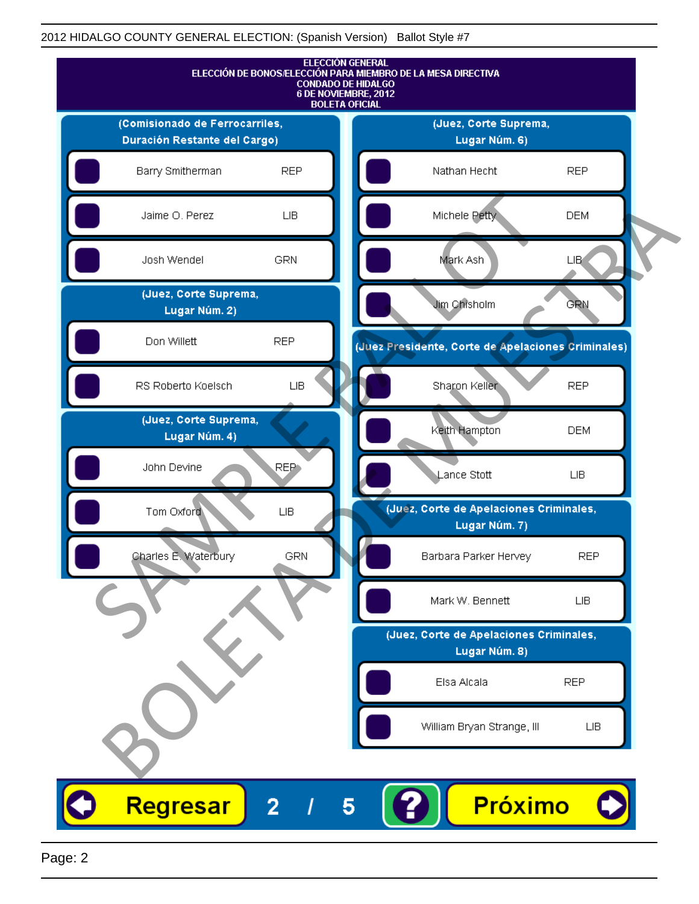# ELECCIÓN GENERAL
## ELECCIÓN DE BONOS/ELECCIÓN PARA MIEMBRO DE LA MESA DIRECTIVA
### CONDADO DE HIDALGO
### 6 DE NOVIEMBRE, 2012
### BOLETA OFICIAL

**(Comisionado de Ferrocarriles, Duración Restante del Cargo)**

| Candidato | Partido |
|---|---|
| Barry Smitherman | REP |
| Jaime O. Perez | LIB |
| Josh Wendel | GRN |

**(Juez, Corte Suprema, Lugar Núm. 2)**

| Candidato | Partido |
|---|---|
| Don Willett | REP |
| RS Roberto Koelsch | LIB |

**(Juez, Corte Suprema, Lugar Núm. 4)**

| Candidato | Partido |
|---|---|
| John Devine | REP |
| Tom Oxford | LIB |
| Charles E. Waterbury | GRN |

**(Juez, Corte Suprema, Lugar Núm. 6)**

| Candidato | Partido |
|---|---|
| Nathan Hecht | REP |
| Michele Petty | DEM |
| Mark Ash | LIB |
| Jim Chisholm | GRN |

**(Juez Presidente, Corte de Apelaciones Criminales)**

| Candidato | Partido |
|---|---|
| Sharon Keller | REP |
| Keith Hampton | DEM |
| Lance Stott | LIB |

**(Juez, Corte de Apelaciones Criminales, Lugar Núm. 7)**

| Candidato | Partido |
|---|---|
| Barbara Parker Hervey | REP |
| Mark W. Bennett | LIB |

**(Juez, Corte de Apelaciones Criminales, Lugar Núm. 8)**

| Candidato | Partido |
|---|---|
| Elsa Alcala | REP |
| William Bryan Strange, III | LIB |

SAMPLE BALLOT / BOLETA DE MUESTRA

Regresar | 2 / 5 | ? | Próximo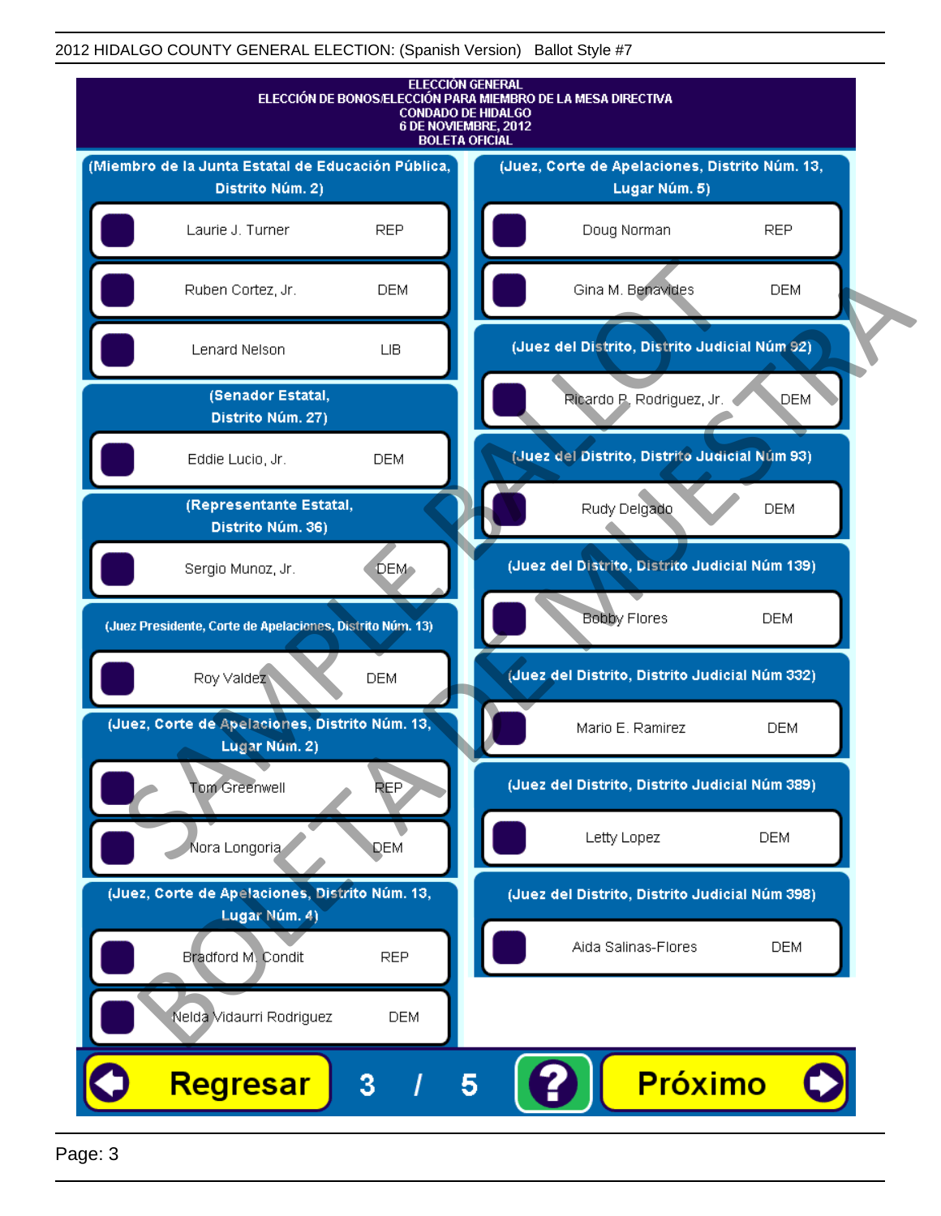2012 HIDALGO COUNTY GENERAL ELECTION: (Spanish Version) Ballot Style #7

# ELECCIÓN GENERAL
## ELECCIÓN DE BONOS/ELECCIÓN PARA MIEMBRO DE LA MESA DIRECTIVA
## CONDADO DE HIDALGO
## 6 DE NOVIEMBRE, 2012
## BOLETA OFICIAL

### (Miembro de la Junta Estatal de Educación Pública, Distrito Núm. 2)

| Candidato | Partido |
| --- | --- |
| Laurie J. Turner | REP |
| Ruben Cortez, Jr. | DEM |
| Lenard Nelson | LIB |

### (Senador Estatal, Distrito Núm. 27)

| Candidato | Partido |
| --- | --- |
| Eddie Lucio, Jr. | DEM |

### (Representante Estatal, Distrito Núm. 36)

| Candidato | Partido |
| --- | --- |
| Sergio Munoz, Jr. | DEM |

### (Juez Presidente, Corte de Apelaciones, Distrito Núm. 13)

| Candidato | Partido |
| --- | --- |
| Roy Valdez | DEM |

### (Juez, Corte de Apelaciones, Distrito Núm. 13, Lugar Núm. 2)

| Candidato | Partido |
| --- | --- |
| Tom Greenwell | REP |
| Nora Longoria | DEM |

### (Juez, Corte de Apelaciones, Distrito Núm. 13, Lugar Núm. 4)

| Candidato | Partido |
| --- | --- |
| Bradford M. Condit | REP |
| Nelda Vidaurri Rodriguez | DEM |

### (Juez, Corte de Apelaciones, Distrito Núm. 13, Lugar Núm. 5)

| Candidato | Partido |
| --- | --- |
| Doug Norman | REP |
| Gina M. Benavides | DEM |

### (Juez del Distrito, Distrito Judicial Núm 92)

| Candidato | Partido |
| --- | --- |
| Ricardo P. Rodriguez, Jr. | DEM |

### (Juez del Distrito, Distrito Judicial Núm 93)

| Candidato | Partido |
| --- | --- |
| Rudy Delgado | DEM |

### (Juez del Distrito, Distrito Judicial Núm 139)

| Candidato | Partido |
| --- | --- |
| Bobby Flores | DEM |

### (Juez del Distrito, Distrito Judicial Núm 332)

| Candidato | Partido |
| --- | --- |
| Mario E. Ramirez | DEM |

### (Juez del Distrito, Distrito Judicial Núm 389)

| Candidato | Partido |
| --- | --- |
| Letty Lopez | DEM |

### (Juez del Distrito, Distrito Judicial Núm 398)

| Candidato | Partido |
| --- | --- |
| Aida Salinas-Flores | DEM |

Regresar 3 / 5 ? Próximo

SAMPLE BALLOT BOLETA DE MUESTRA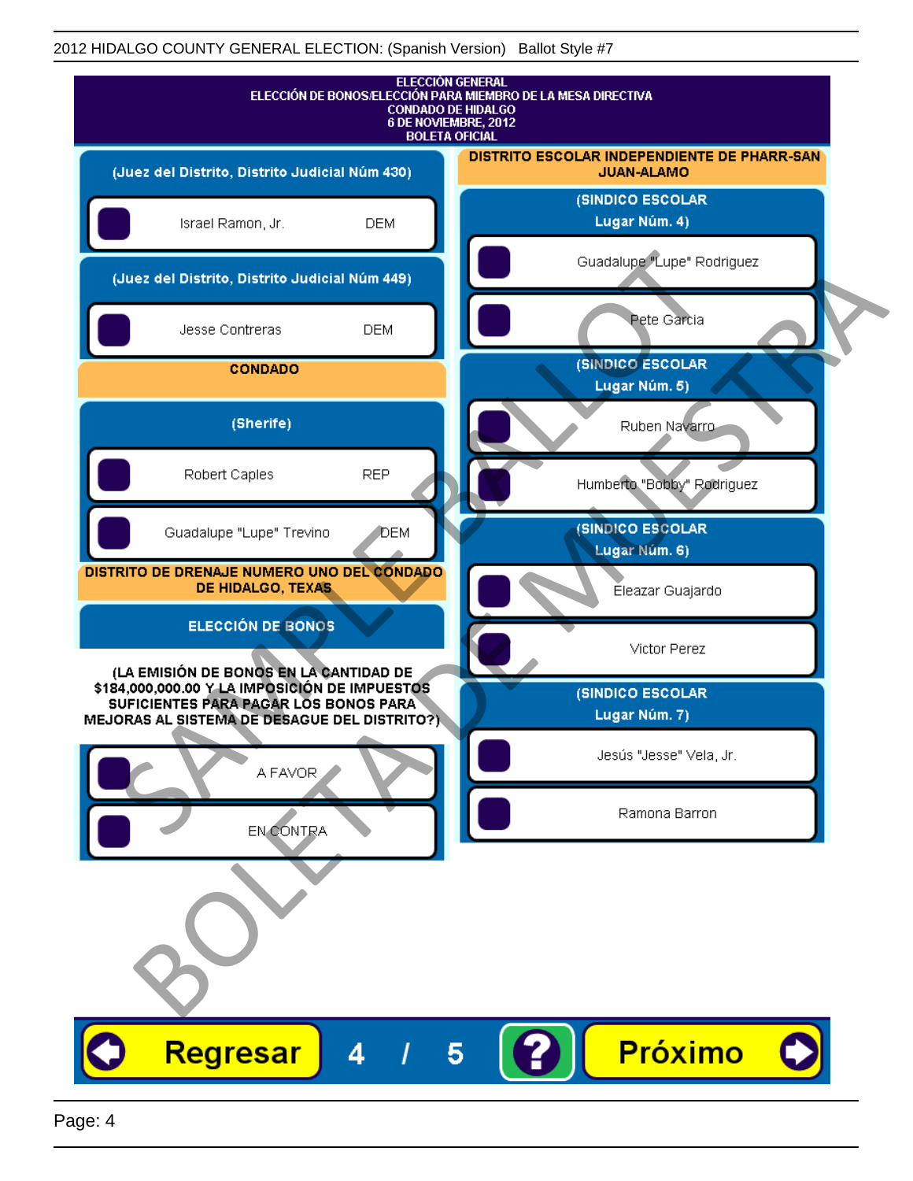2012 HIDALGO COUNTY GENERAL ELECTION: (Spanish Version) Ballot Style #7

# ELECCIÓN GENERAL
## ELECCIÓN DE BONOS/ELECCIÓN PARA MIEMBRO DE LA MESA DIRECTIVA
## CONDADO DE HIDALGO
## 6 DE NOVIEMBRE, 2012
## BOLETA OFICIAL

### (Juez del Distrito, Distrito Judicial Núm 430)

- Israel Ramon, Jr. — DEM

### (Juez del Distrito, Distrito Judicial Núm 449)

- Jesse Contreras — DEM

## CONDADO

### (Sherife)

- Robert Caples — REP
- Guadalupe "Lupe" Trevino — DEM

## DISTRITO DE DRENAJE NUMERO UNO DEL CONDADO DE HIDALGO, TEXAS

### ELECCIÓN DE BONOS

**(LA EMISIÓN DE BONOS EN LA CANTIDAD DE $184,000,000.00 Y LA IMPOSICIÓN DE IMPUESTOS SUFICIENTES PARA PAGAR LOS BONOS PARA MEJORAS AL SISTEMA DE DESAGUE DEL DISTRITO?)**

- A FAVOR
- EN CONTRA

## DISTRITO ESCOLAR INDEPENDIENTE DE PHARR-SAN JUAN-ALAMO

### (SINDICO ESCOLAR Lugar Núm. 4)

- Guadalupe "Lupe" Rodriguez
- Pete Garcia

### (SINDICO ESCOLAR Lugar Núm. 5)

- Ruben Navarro
- Humberto "Bobby" Rodriguez

### (SINDICO ESCOLAR Lugar Núm. 6)

- Eleazar Guajardo
- Victor Perez

### (SINDICO ESCOLAR Lugar Núm. 7)

- Jesús "Jesse" Vela, Jr.
- Ramona Barron

SAMPLE BALLOT — BOLETA DE MUESTRA

Regresar 4 / 5 ? Próximo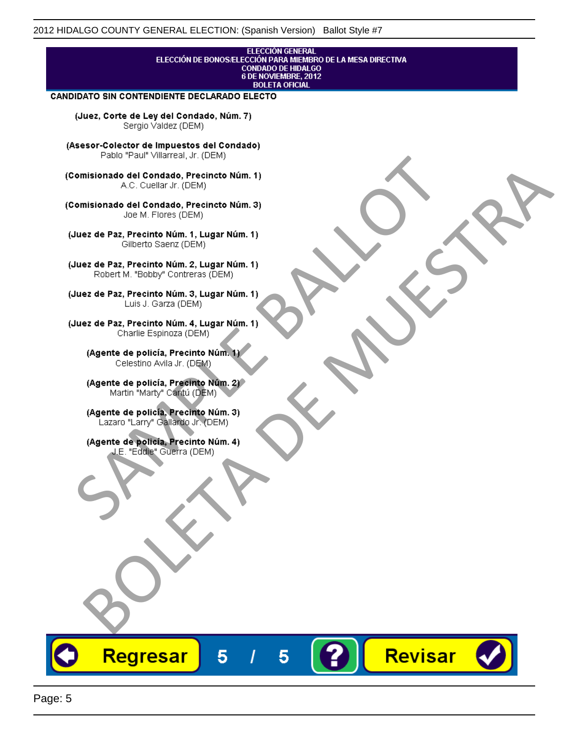ELECCIÓN GENERAL
ELECCIÓN DE BONOS/ELECCIÓN PARA MIEMBRO DE LA MESA DIRECTIVA
CONDADO DE HIDALGO
6 DE NOVIEMBRE, 2012
BOLETA OFICIAL

**CANDIDATO SIN CONTENDIENTE DECLARADO ELECTO**

**(Juez, Corte de Ley del Condado, Núm. 7)**
Sergio Valdez (DEM)

**(Asesor-Colector de Impuestos del Condado)**
Pablo "Paul" Villarreal, Jr. (DEM)

**(Comisionado del Condado, Precincto Núm. 1)**
A.C. Cuellar Jr. (DEM)

**(Comisionado del Condado, Precincto Núm. 3)**
Joe M. Flores (DEM)

**(Juez de Paz, Precinto Núm. 1, Lugar Núm. 1)**
Gilberto Saenz (DEM)

**(Juez de Paz, Precinto Núm. 2, Lugar Núm. 1)**
Robert M. "Bobby" Contreras (DEM)

**(Juez de Paz, Precinto Núm. 3, Lugar Núm. 1)**
Luis J. Garza (DEM)

**(Juez de Paz, Precinto Núm. 4, Lugar Núm. 1)**
Charlie Espinoza (DEM)

**(Agente de policía, Precinto Núm. 1)**
Celestino Avila Jr. (DEM)

**(Agente de policía, Precinto Núm. 2)**
Martin "Marty" Cantú (DEM)

**(Agente de policía, Precinto Núm. 3)**
Lazaro "Larry" Gallardo Jr. (DEM)

**(Agente de policía, Precinto Núm. 4)**
J.E. "Eddie" Guerra (DEM)

SAMPLE BALLOT
BOLETA DE MUESTRA

Regresar 5 / 5 ? Revisar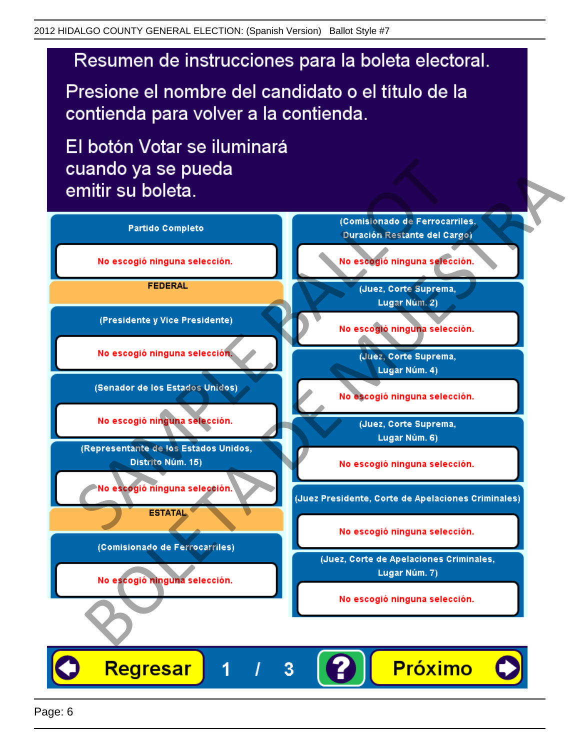# Resumen de instrucciones para la boleta electoral.

Presione el nombre del candidato o el título de la contienda para volver a la contienda.

El botón Votar se iluminará cuando ya se pueda emitir su boleta.

**Partido Completo**

No escogió ninguna selección.

**FEDERAL**

**(Presidente y Vice Presidente)**

No escogió ninguna selección.

**(Senador de los Estados Unidos)**

No escogió ninguna selección.

**(Representante de los Estados Unidos, Distrito Núm. 15)**

No escogió ninguna selección.

**ESTATAL**

**(Comisionado de Ferrocarriles)**

No escogió ninguna selección.

**(Comisionado de Ferrocarriles, Duración Restante del Cargo)**

No escogió ninguna selección.

**(Juez, Corte Suprema, Lugar Núm. 2)**

No escogió ninguna selección.

**(Juez, Corte Suprema, Lugar Núm. 4)**

No escogió ninguna selección.

**(Juez, Corte Suprema, Lugar Núm. 6)**

No escogió ninguna selección.

**(Juez Presidente, Corte de Apelaciones Criminales)**

No escogió ninguna selección.

**(Juez, Corte de Apelaciones Criminales, Lugar Núm. 7)**

No escogió ninguna selección.

Regresar 1 / 3 ? Próximo

SAMPLE BALLOT
BOLETA DE MUESTRA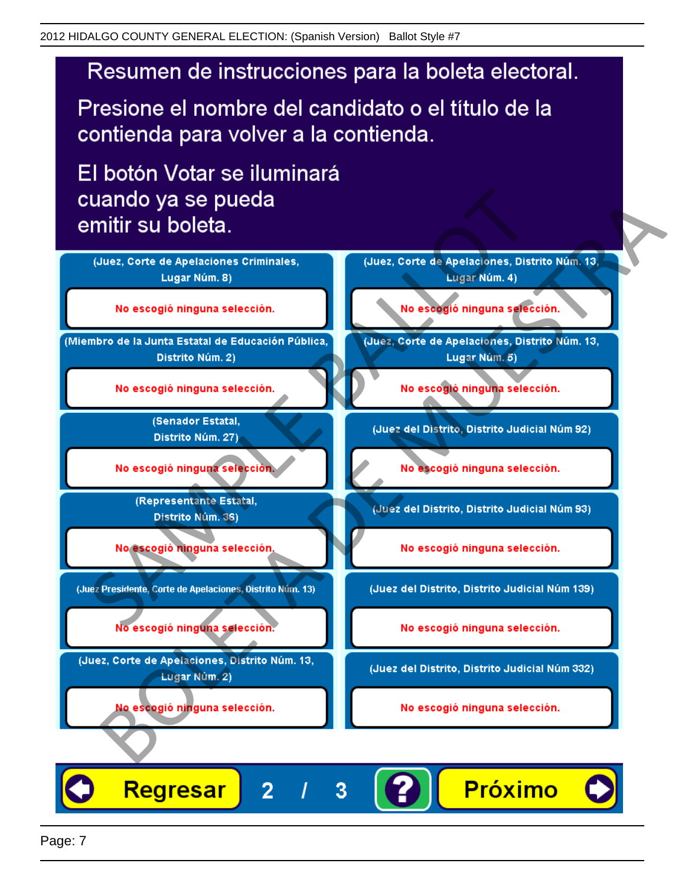# Resumen de instrucciones para la boleta electoral.

Presione el nombre del candidato o el título de la contienda para volver a la contienda.

El botón Votar se iluminará cuando ya se pueda emitir su boleta.

**(Juez, Corte de Apelaciones Criminales, Lugar Núm. 8)**

No escogió ninguna selección.

**(Miembro de la Junta Estatal de Educación Pública, Distrito Núm. 2)**

No escogió ninguna selección.

**(Senador Estatal, Distrito Núm. 27)**

No escogió ninguna selección.

**(Representante Estatal, Distrito Núm. 36)**

No escogió ninguna selección.

**(Juez Presidente, Corte de Apelaciones, Distrito Núm. 13)**

No escogió ninguna selección.

**(Juez, Corte de Apelaciones, Distrito Núm. 13, Lugar Núm. 2)**

No escogió ninguna selección.

**(Juez, Corte de Apelaciones, Distrito Núm. 13, Lugar Núm. 4)**

No escogió ninguna selección.

**(Juez, Corte de Apelaciones, Distrito Núm. 13, Lugar Núm. 5)**

No escogió ninguna selección.

**(Juez del Distrito, Distrito Judicial Núm 92)**

No escogió ninguna selección.

**(Juez del Distrito, Distrito Judicial Núm 93)**

No escogió ninguna selección.

**(Juez del Distrito, Distrito Judicial Núm 139)**

No escogió ninguna selección.

**(Juez del Distrito, Distrito Judicial Núm 332)**

No escogió ninguna selección.

Regresar   2 / 3   ?   Próximo

SAMPLE BALLOT — BOLETA DE MUESTRA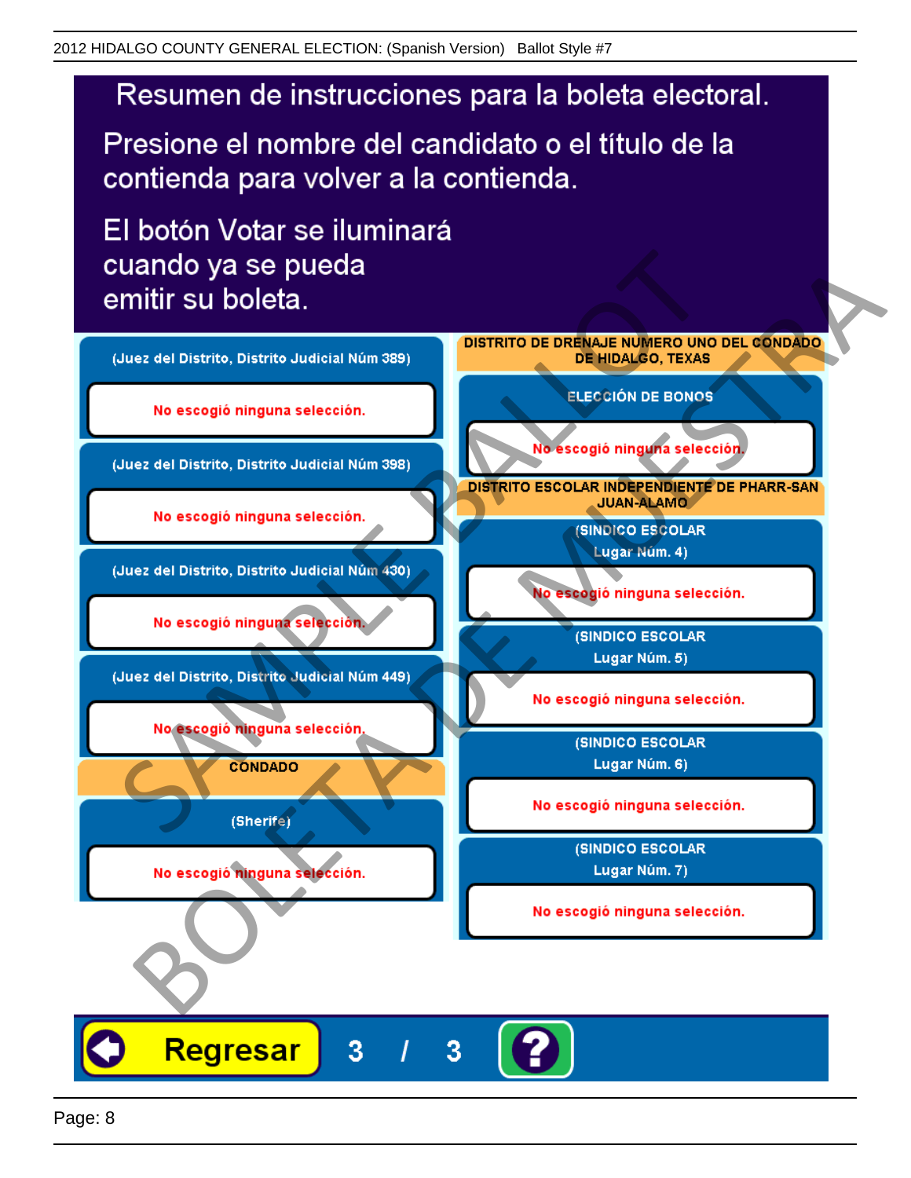# Resumen de instrucciones para la boleta electoral.

Presione el nombre del candidato o el título de la contienda para volver a la contienda.

El botón Votar se iluminará cuando ya se pueda emitir su boleta.

(Juez del Distrito, Distrito Judicial Núm 389)

No escogió ninguna selección.

(Juez del Distrito, Distrito Judicial Núm 398)

No escogió ninguna selección.

(Juez del Distrito, Distrito Judicial Núm 430)

No escogió ninguna selección.

(Juez del Distrito, Distrito Judicial Núm 449)

No escogió ninguna selección.

**CONDADO**

(Sherife)

No escogió ninguna selección.

**DISTRITO DE DRENAJE NUMERO UNO DEL CONDADO DE HIDALGO, TEXAS**

ELECCIÓN DE BONOS

No escogió ninguna selección.

**DISTRITO ESCOLAR INDEPENDIENTE DE PHARR-SAN JUAN-ALAMO**

(SINDICO ESCOLAR Lugar Núm. 4)

No escogió ninguna selección.

(SINDICO ESCOLAR Lugar Núm. 5)

No escogió ninguna selección.

(SINDICO ESCOLAR Lugar Núm. 6)

No escogió ninguna selección.

(SINDICO ESCOLAR Lugar Núm. 7)

No escogió ninguna selección.

Regresar 3 / 3 ?

SAMPLE BALLOT BOLETA DE MUESTRA